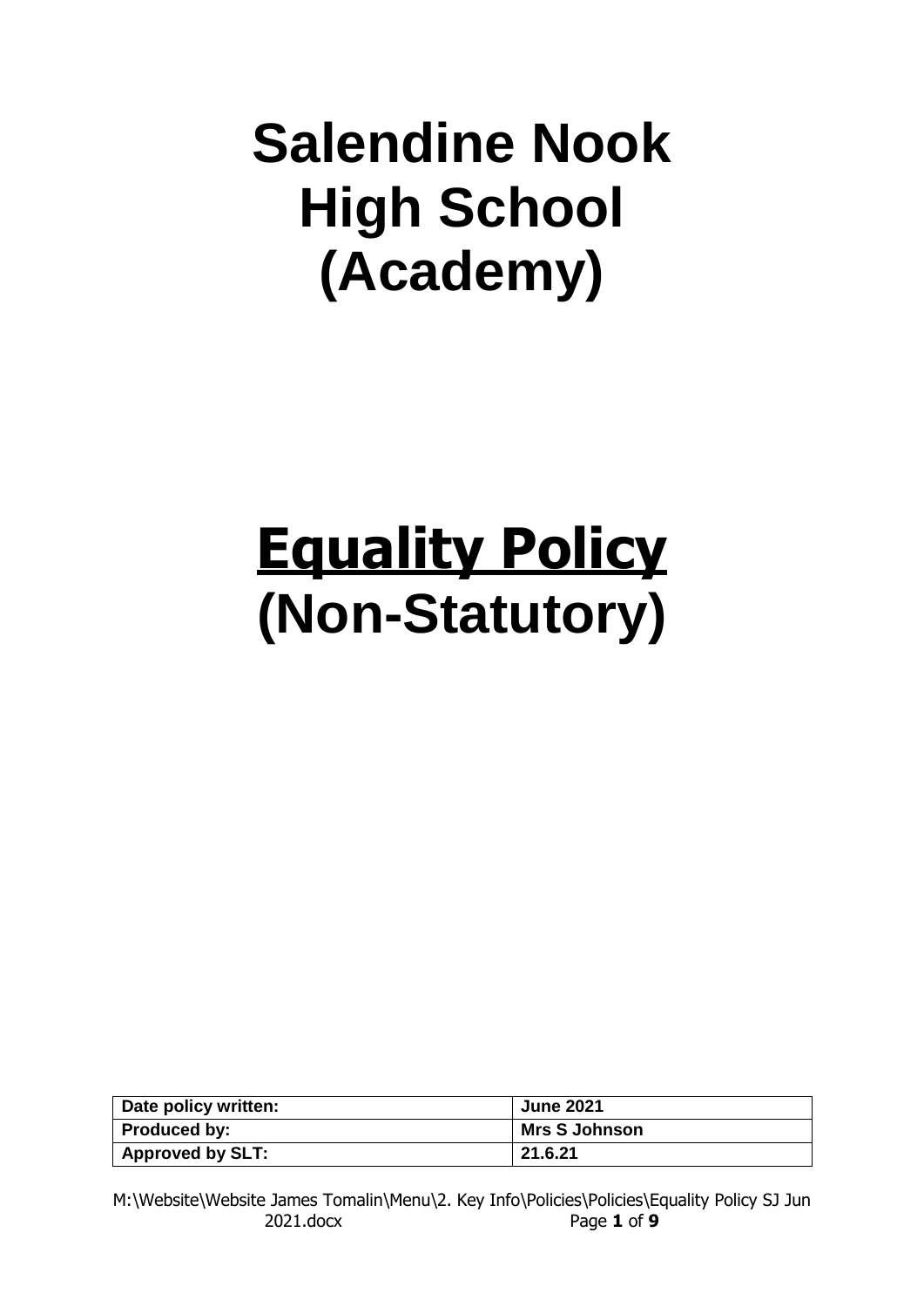# Salendine Nook High School (Academy)

# <u>Equality Policy</u>
# (Non-Statutory)

| Date policy written: | June 2021 |
| --- | --- |
| Produced by: | Mrs S Johnson |
| Approved by SLT: | 21.6.21 |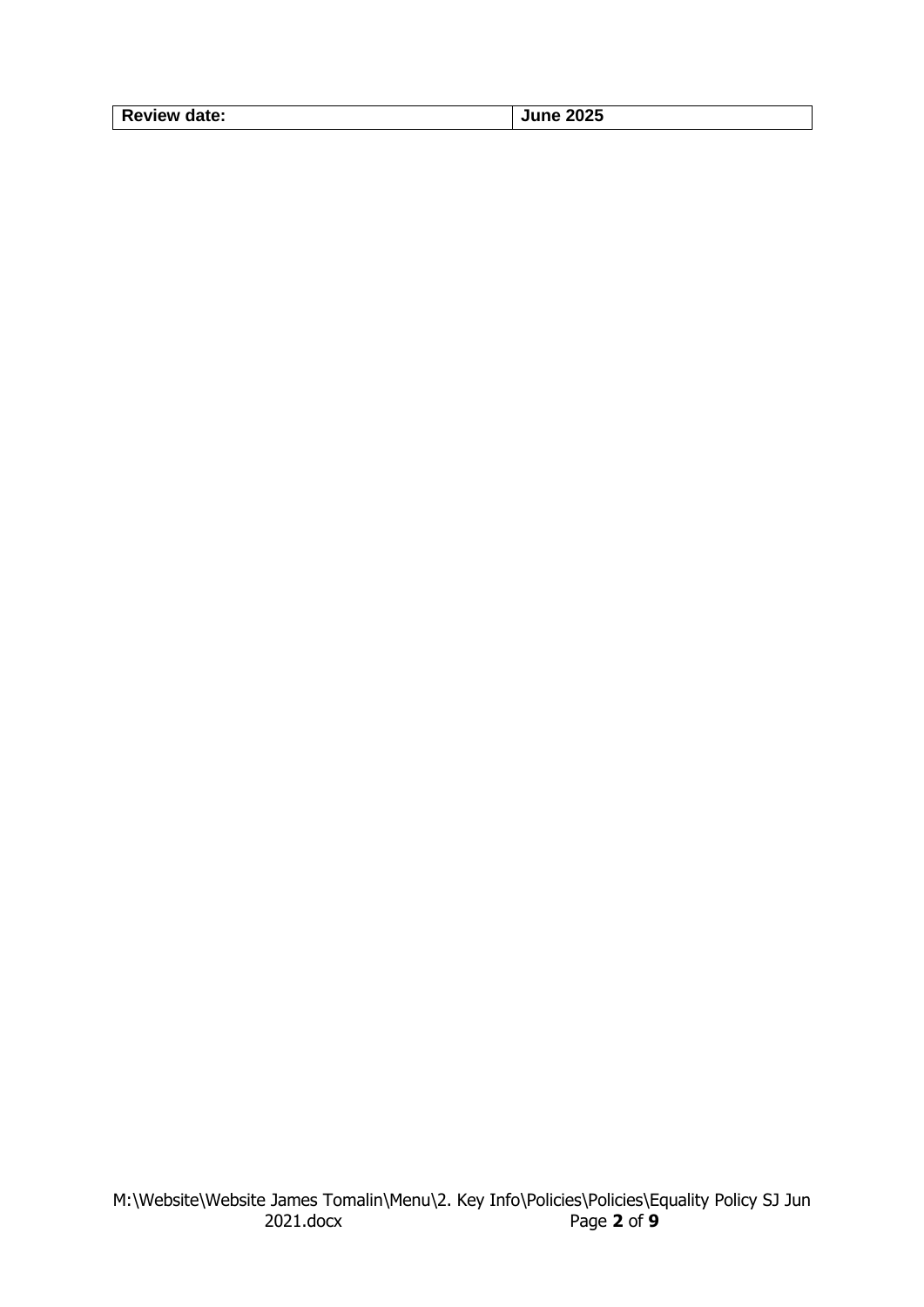| Review date: | June 2025 |
| --- | --- |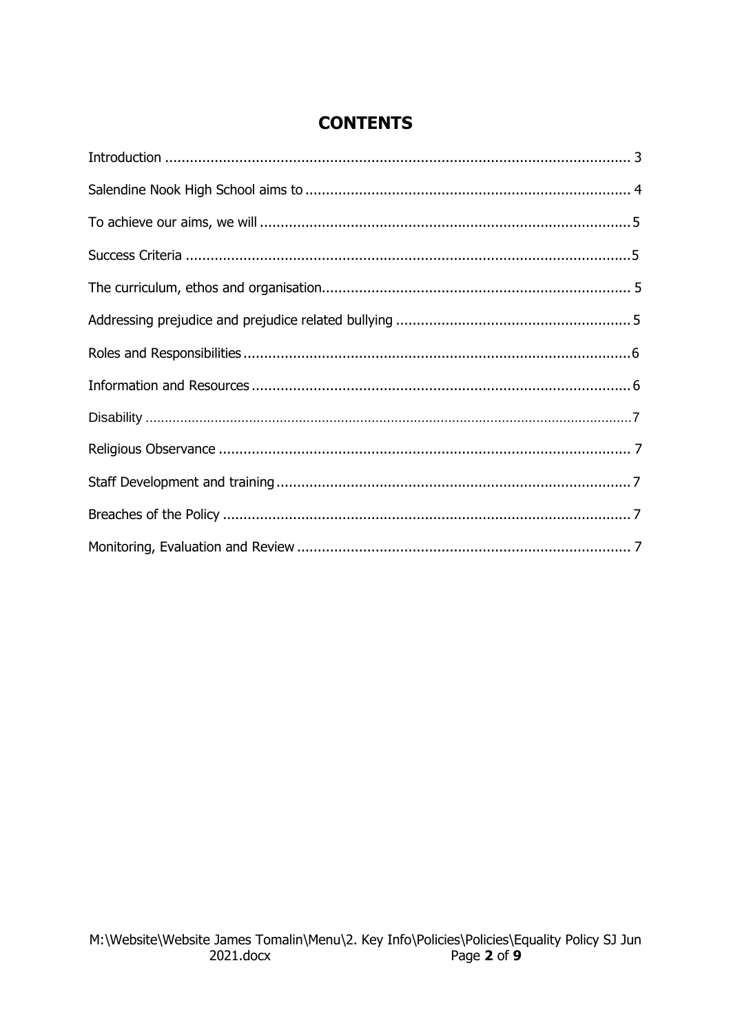# CONTENTS

| | |
|---|---|
| Introduction | 3 |
| Salendine Nook High School aims to | 4 |
| To achieve our aims, we will | 5 |
| Success Criteria | 5 |
| The curriculum, ethos and organisation | 5 |
| Addressing prejudice and prejudice related bullying | 5 |
| Roles and Responsibilities | 6 |
| Information and Resources | 6 |
| Disability | 7 |
| Religious Observance | 7 |
| Staff Development and training | 7 |
| Breaches of the Policy | 7 |
| Monitoring, Evaluation and Review | 7 |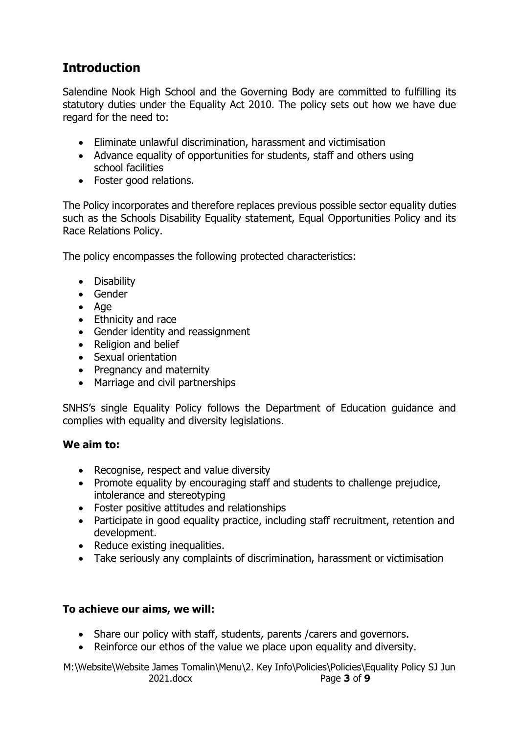## Introduction

Salendine Nook High School and the Governing Body are committed to fulfilling its statutory duties under the Equality Act 2010. The policy sets out how we have due regard for the need to:

- Eliminate unlawful discrimination, harassment and victimisation
- Advance equality of opportunities for students, staff and others using school facilities
- Foster good relations.

The Policy incorporates and therefore replaces previous possible sector equality duties such as the Schools Disability Equality statement, Equal Opportunities Policy and its Race Relations Policy.

The policy encompasses the following protected characteristics:

- Disability
- Gender
- Age
- Ethnicity and race
- Gender identity and reassignment
- Religion and belief
- Sexual orientation
- Pregnancy and maternity
- Marriage and civil partnerships

SNHS's single Equality Policy follows the Department of Education guidance and complies with equality and diversity legislations.

**We aim to:**

- Recognise, respect and value diversity
- Promote equality by encouraging staff and students to challenge prejudice, intolerance and stereotyping
- Foster positive attitudes and relationships
- Participate in good equality practice, including staff recruitment, retention and development.
- Reduce existing inequalities.
- Take seriously any complaints of discrimination, harassment or victimisation

**To achieve our aims, we will:**

- Share our policy with staff, students, parents /carers and governors.
- Reinforce our ethos of the value we place upon equality and diversity.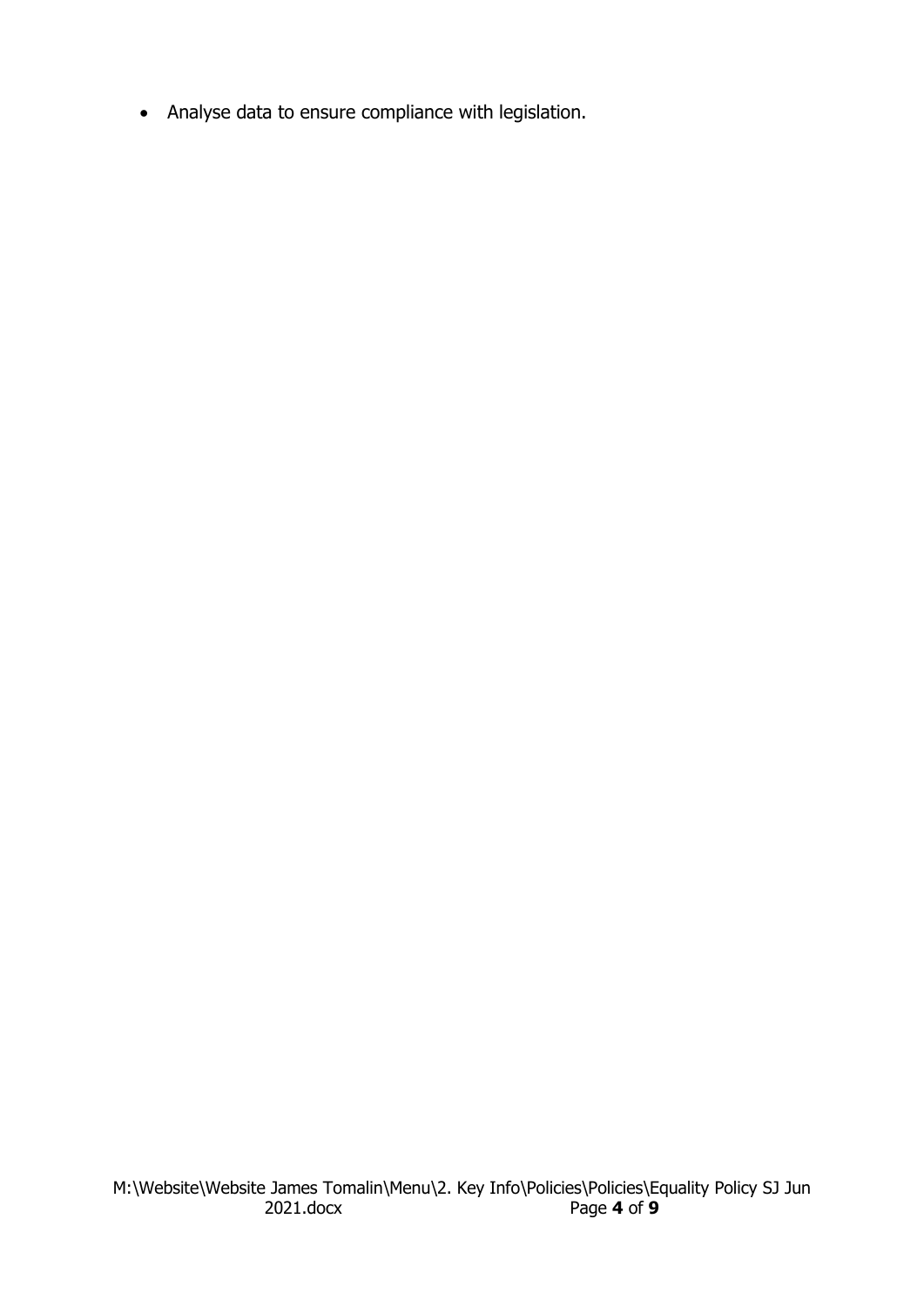- Analyse data to ensure compliance with legislation.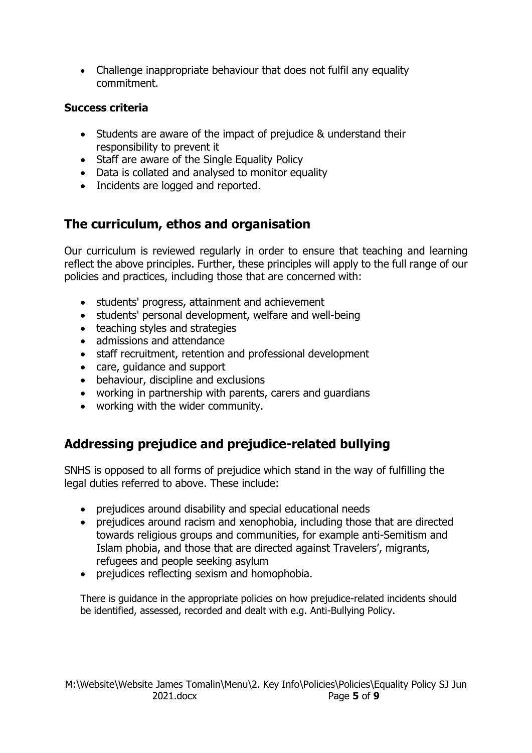- Challenge inappropriate behaviour that does not fulfil any equality commitment.

**Success criteria**

- Students are aware of the impact of prejudice & understand their responsibility to prevent it
- Staff are aware of the Single Equality Policy
- Data is collated and analysed to monitor equality
- Incidents are logged and reported.

## The curriculum, ethos and organisation

Our curriculum is reviewed regularly in order to ensure that teaching and learning reflect the above principles. Further, these principles will apply to the full range of our policies and practices, including those that are concerned with:

- students' progress, attainment and achievement
- students' personal development, welfare and well-being
- teaching styles and strategies
- admissions and attendance
- staff recruitment, retention and professional development
- care, guidance and support
- behaviour, discipline and exclusions
- working in partnership with parents, carers and guardians
- working with the wider community.

## Addressing prejudice and prejudice-related bullying

SNHS is opposed to all forms of prejudice which stand in the way of fulfilling the legal duties referred to above. These include:

- prejudices around disability and special educational needs
- prejudices around racism and xenophobia, including those that are directed towards religious groups and communities, for example anti-Semitism and Islam phobia, and those that are directed against Travelers', migrants, refugees and people seeking asylum
- prejudices reflecting sexism and homophobia.

There is guidance in the appropriate policies on how prejudice-related incidents should be identified, assessed, recorded and dealt with e.g. Anti-Bullying Policy.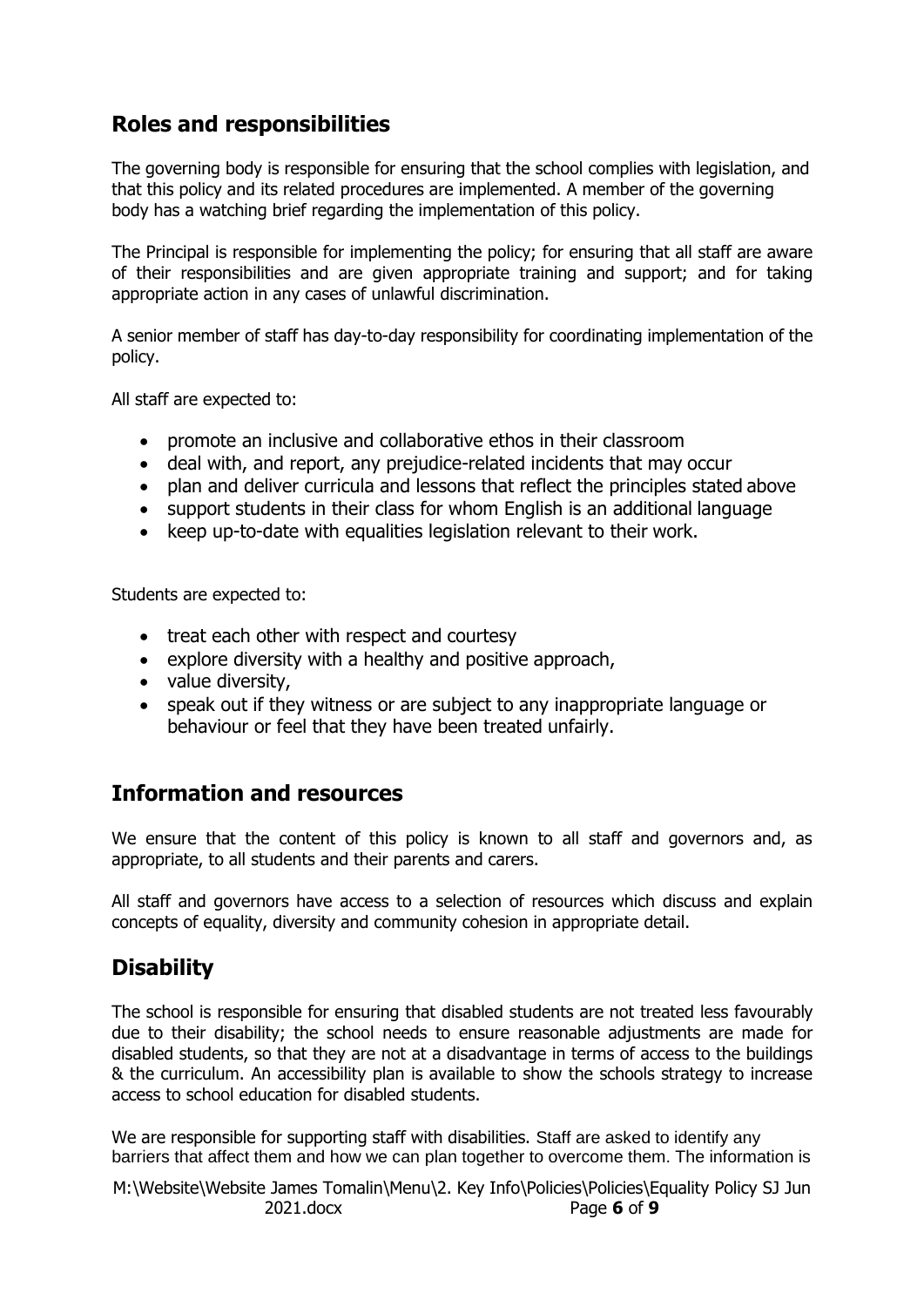## Roles and responsibilities

The governing body is responsible for ensuring that the school complies with legislation, and that this policy and its related procedures are implemented. A member of the governing body has a watching brief regarding the implementation of this policy.

The Principal is responsible for implementing the policy; for ensuring that all staff are aware of their responsibilities and are given appropriate training and support; and for taking appropriate action in any cases of unlawful discrimination.

A senior member of staff has day-to-day responsibility for coordinating implementation of the policy.

All staff are expected to:

- promote an inclusive and collaborative ethos in their classroom
- deal with, and report, any prejudice-related incidents that may occur
- plan and deliver curricula and lessons that reflect the principles stated above
- support students in their class for whom English is an additional language
- keep up-to-date with equalities legislation relevant to their work.

Students are expected to:

- treat each other with respect and courtesy
- explore diversity with a healthy and positive approach,
- value diversity,
- speak out if they witness or are subject to any inappropriate language or behaviour or feel that they have been treated unfairly.

## Information and resources

We ensure that the content of this policy is known to all staff and governors and, as appropriate, to all students and their parents and carers.

All staff and governors have access to a selection of resources which discuss and explain concepts of equality, diversity and community cohesion in appropriate detail.

## Disability

The school is responsible for ensuring that disabled students are not treated less favourably due to their disability; the school needs to ensure reasonable adjustments are made for disabled students, so that they are not at a disadvantage in terms of access to the buildings & the curriculum. An accessibility plan is available to show the schools strategy to increase access to school education for disabled students.

We are responsible for supporting staff with disabilities. Staff are asked to identify any barriers that affect them and how we can plan together to overcome them. The information is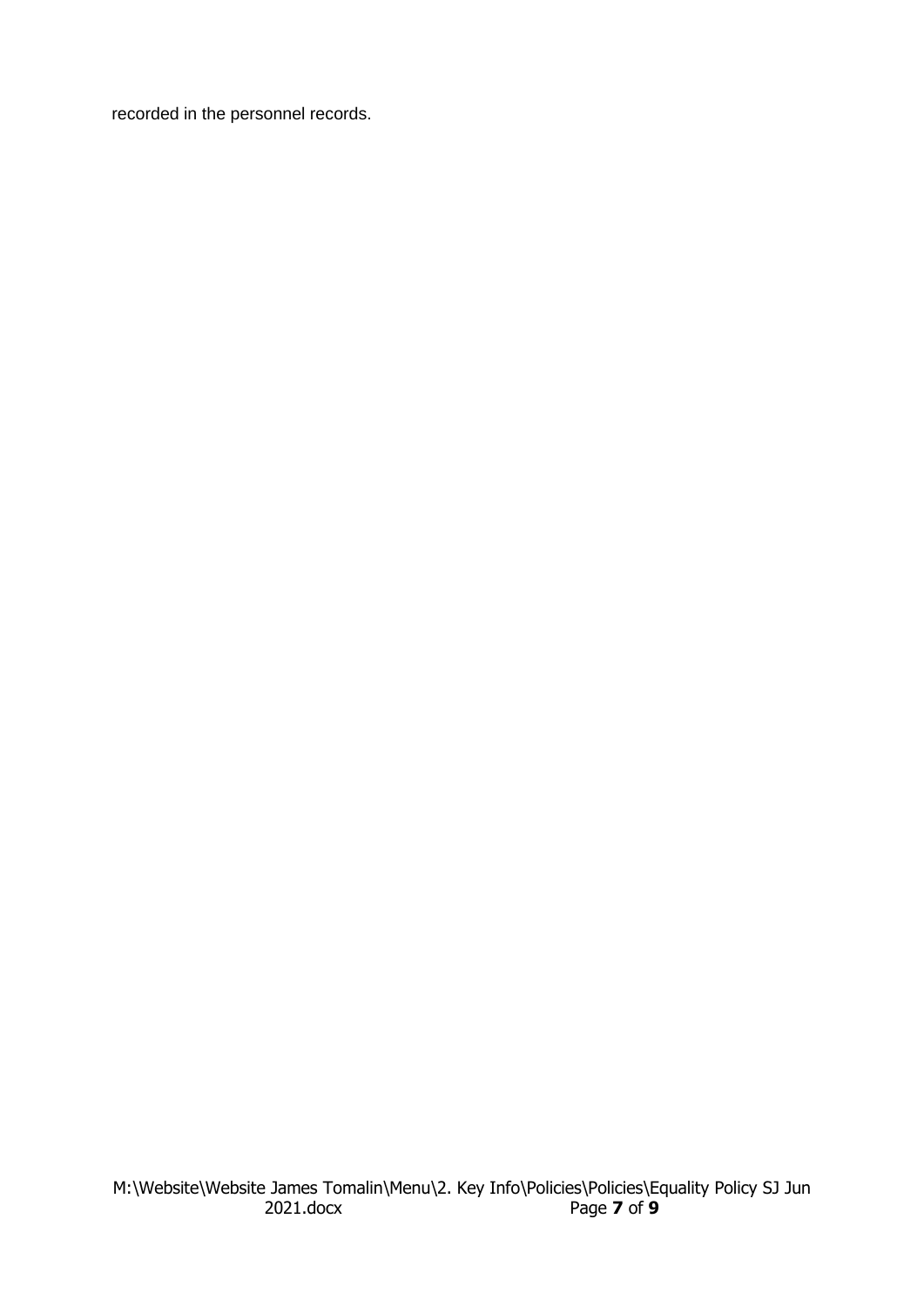recorded in the personnel records.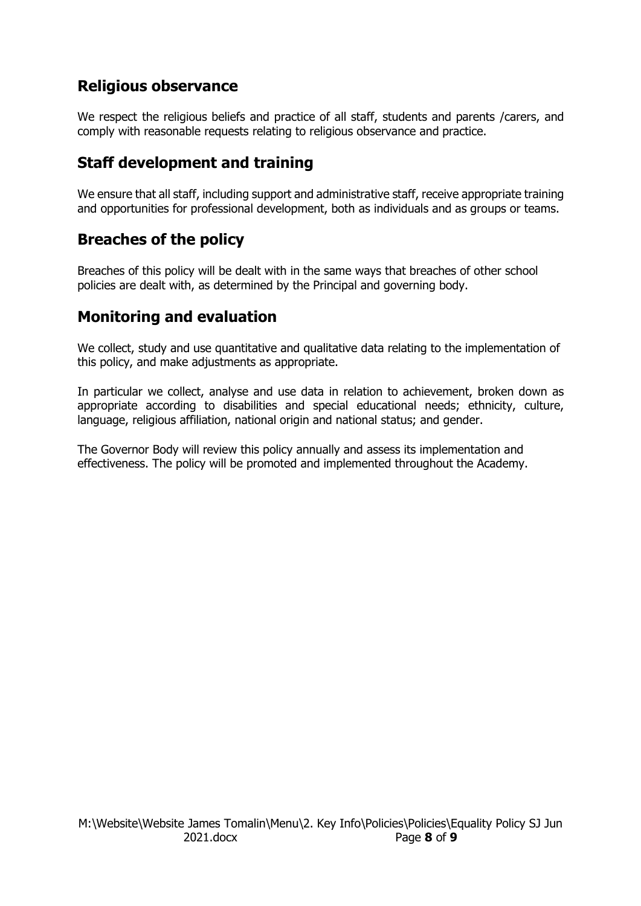## Religious observance

We respect the religious beliefs and practice of all staff, students and parents /carers, and comply with reasonable requests relating to religious observance and practice.

## Staff development and training

We ensure that all staff, including support and administrative staff, receive appropriate training and opportunities for professional development, both as individuals and as groups or teams.

## Breaches of the policy

Breaches of this policy will be dealt with in the same ways that breaches of other school policies are dealt with, as determined by the Principal and governing body.

## Monitoring and evaluation

We collect, study and use quantitative and qualitative data relating to the implementation of this policy, and make adjustments as appropriate.

In particular we collect, analyse and use data in relation to achievement, broken down as appropriate according to disabilities and special educational needs; ethnicity, culture, language, religious affiliation, national origin and national status; and gender.

The Governor Body will review this policy annually and assess its implementation and effectiveness. The policy will be promoted and implemented throughout the Academy.